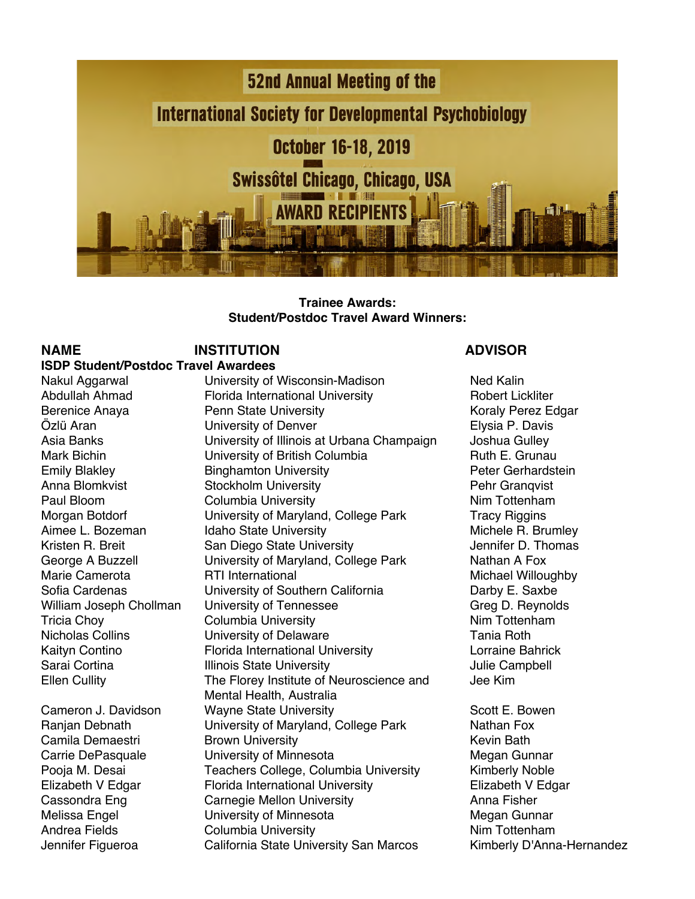# 52nd Annual Meeting of the International Society for Developmental Psychobiology

## October 16-18, 2019

## Swissôtel Chicago, Chicago, USA

## AWARD RECIPIENTS

**Trainee Awards:**
**Student/Postdoc Travel Award Winners:**

| NAME | INSTITUTION | ADVISOR |
|---|---|---|
| **ISDP Student/Postdoc Travel Awardees** | | |
| Nakul Aggarwal | University of Wisconsin-Madison | Ned Kalin |
| Abdullah Ahmad | Florida International University | Robert Lickliter |
| Berenice Anaya | Penn State University | Koraly Perez Edgar |
| Özlü Aran | University of Denver | Elysia P. Davis |
| Asia Banks | University of Illinois at Urbana Champaign | Joshua Gulley |
| Mark Bichin | University of British Columbia | Ruth E. Grunau |
| Emily Blakley | Binghamton University | Peter Gerhardstein |
| Anna Blomkvist | Stockholm University | Pehr Granqvist |
| Paul Bloom | Columbia University | Nim Tottenham |
| Morgan Botdorf | University of Maryland, College Park | Tracy Riggins |
| Aimee L. Bozeman | Idaho State University | Michele R. Brumley |
| Kristen R. Breit | San Diego State University | Jennifer D. Thomas |
| George A Buzzell | University of Maryland, College Park | Nathan A Fox |
| Marie Camerota | RTI International | Michael Willoughby |
| Sofia Cardenas | University of Southern California | Darby E. Saxbe |
| William Joseph Chollman | University of Tennessee | Greg D. Reynolds |
| Tricia Choy | Columbia University | Nim Tottenham |
| Nicholas Collins | University of Delaware | Tania Roth |
| Kaityn Contino | Florida International University | Lorraine Bahrick |
| Sarai Cortina | Illinois State University | Julie Campbell |
| Ellen Cullity | The Florey Institute of Neuroscience and Mental Health, Australia | Jee Kim |
| Cameron J. Davidson | Wayne State University | Scott E. Bowen |
| Ranjan Debnath | University of Maryland, College Park | Nathan Fox |
| Camila Demaestri | Brown University | Kevin Bath |
| Carrie DePasquale | University of Minnesota | Megan Gunnar |
| Pooja M. Desai | Teachers College, Columbia University | Kimberly Noble |
| Elizabeth V Edgar | Florida International University | Elizabeth V Edgar |
| Cassondra Eng | Carnegie Mellon University | Anna Fisher |
| Melissa Engel | University of Minnesota | Megan Gunnar |
| Andrea Fields | Columbia University | Nim Tottenham |
| Jennifer Figueroa | California State University San Marcos | Kimberly D'Anna-Hernandez |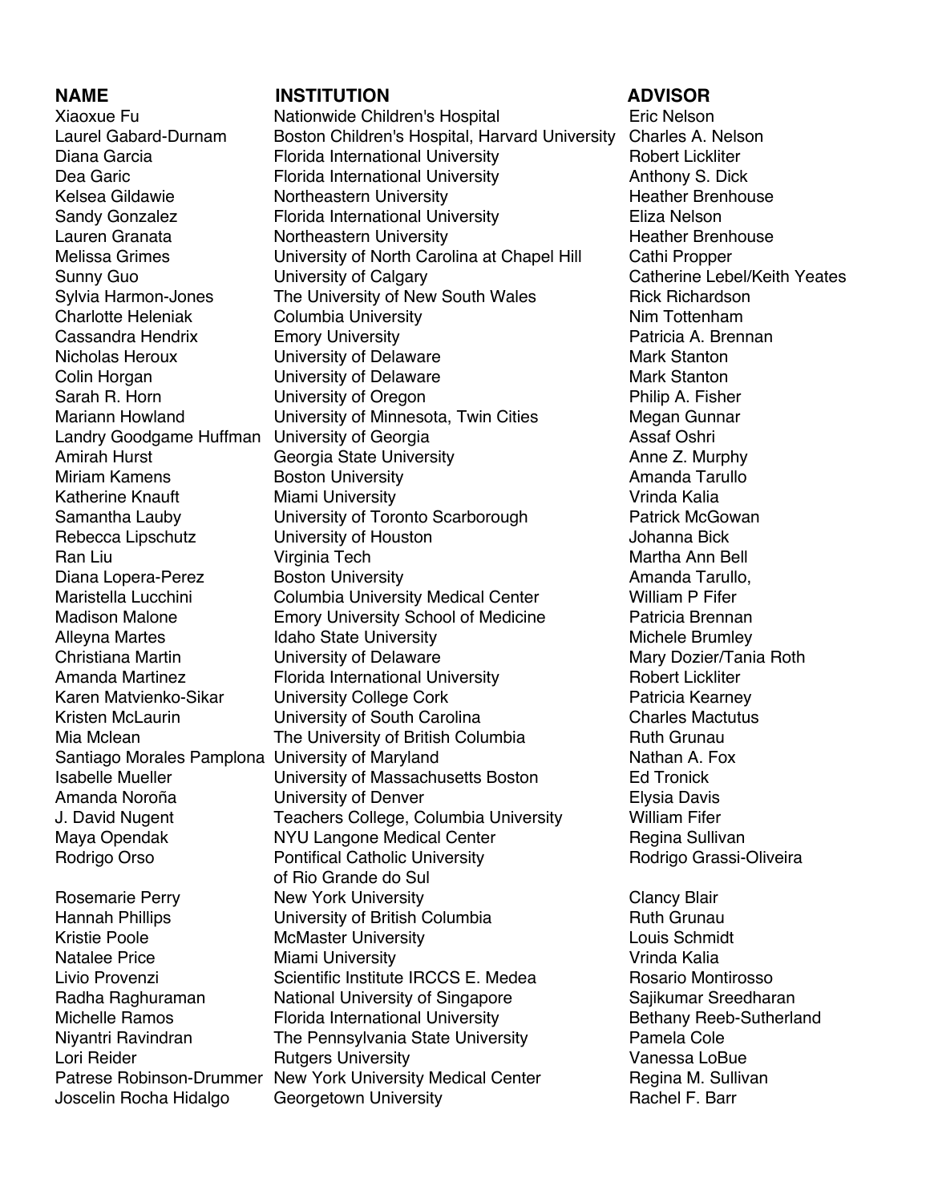| NAME | INSTITUTION | ADVISOR |
| --- | --- | --- |
| Xiaoxue Fu | Nationwide Children's Hospital | Eric Nelson |
| Laurel Gabard-Durnam | Boston Children's Hospital, Harvard University | Charles A. Nelson |
| Diana Garcia | Florida International University | Robert Lickliter |
| Dea Garic | Florida International University | Anthony S. Dick |
| Kelsea Gildawie | Northeastern University | Heather Brenhouse |
| Sandy Gonzalez | Florida International University | Eliza Nelson |
| Lauren Granata | Northeastern University | Heather Brenhouse |
| Melissa Grimes | University of North Carolina at Chapel Hill | Cathi Propper |
| Sunny Guo | University of Calgary | Catherine Lebel/Keith Yeates |
| Sylvia Harmon-Jones | The University of New South Wales | Rick Richardson |
| Charlotte Heleniak | Columbia University | Nim Tottenham |
| Cassandra Hendrix | Emory University | Patricia A. Brennan |
| Nicholas Heroux | University of Delaware | Mark Stanton |
| Colin Horgan | University of Delaware | Mark Stanton |
| Sarah R. Horn | University of Oregon | Philip A. Fisher |
| Mariann Howland | University of Minnesota, Twin Cities | Megan Gunnar |
| Landry Goodgame Huffman | University of Georgia | Assaf Oshri |
| Amirah Hurst | Georgia State University | Anne Z. Murphy |
| Miriam Kamens | Boston University | Amanda Tarullo |
| Katherine Knauft | Miami University | Vrinda Kalia |
| Samantha Lauby | University of Toronto Scarborough | Patrick McGowan |
| Rebecca Lipschutz | University of Houston | Johanna Bick |
| Ran Liu | Virginia Tech | Martha Ann Bell |
| Diana Lopera-Perez | Boston University | Amanda Tarullo, |
| Maristella Lucchini | Columbia University Medical Center | William P Fifer |
| Madison Malone | Emory University School of Medicine | Patricia Brennan |
| Alleyna Martes | Idaho State University | Michele Brumley |
| Christiana Martin | University of Delaware | Mary Dozier/Tania Roth |
| Amanda Martinez | Florida International University | Robert Lickliter |
| Karen Matvienko-Sikar | University College Cork | Patricia Kearney |
| Kristen McLaurin | University of South Carolina | Charles Mactutus |
| Mia Mclean | The University of British Columbia | Ruth Grunau |
| Santiago Morales Pamplona | University of Maryland | Nathan A. Fox |
| Isabelle Mueller | University of Massachusetts Boston | Ed Tronick |
| Amanda Noroña | University of Denver | Elysia Davis |
| J. David Nugent | Teachers College, Columbia University | William Fifer |
| Maya Opendak | NYU Langone Medical Center | Regina Sullivan |
| Rodrigo Orso | Pontifical Catholic University of Rio Grande do Sul | Rodrigo Grassi-Oliveira |
| Rosemarie Perry | New York University | Clancy Blair |
| Hannah Phillips | University of British Columbia | Ruth Grunau |
| Kristie Poole | McMaster University | Louis Schmidt |
| Natalee Price | Miami University | Vrinda Kalia |
| Livio Provenzi | Scientific Institute IRCCS E. Medea | Rosario Montirosso |
| Radha Raghuraman | National University of Singapore | Sajikumar Sreedharan |
| Michelle Ramos | Florida International University | Bethany Reeb-Sutherland |
| Niyantri Ravindran | The Pennsylvania State University | Pamela Cole |
| Lori Reider | Rutgers University | Vanessa LoBue |
| Patrese Robinson-Drummer | New York University Medical Center | Regina M. Sullivan |
| Joscelin Rocha Hidalgo | Georgetown University | Rachel F. Barr |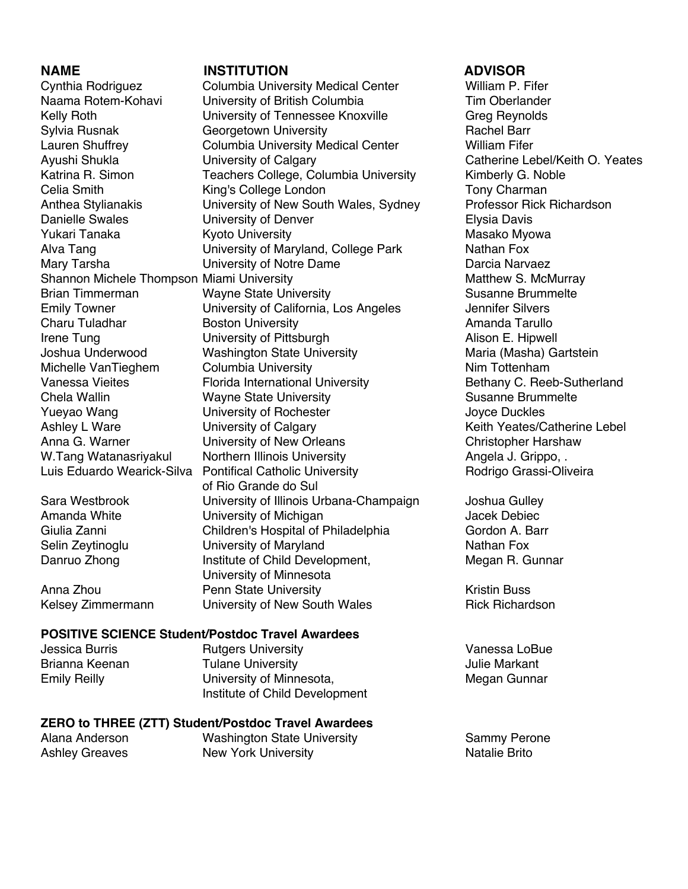| NAME | INSTITUTION | ADVISOR |
| --- | --- | --- |
| Cynthia Rodriguez | Columbia University Medical Center | William P. Fifer |
| Naama Rotem-Kohavi | University of British Columbia | Tim Oberlander |
| Kelly Roth | University of Tennessee Knoxville | Greg Reynolds |
| Sylvia Rusnak | Georgetown University | Rachel Barr |
| Lauren Shuffrey | Columbia University Medical Center | William Fifer |
| Ayushi Shukla | University of Calgary | Catherine Lebel/Keith O. Yeates |
| Katrina R. Simon | Teachers College, Columbia University | Kimberly G. Noble |
| Celia Smith | King's College London | Tony Charman |
| Anthea Stylianakis | University of New South Wales, Sydney | Professor Rick Richardson |
| Danielle Swales | University of Denver | Elysia Davis |
| Yukari Tanaka | Kyoto University | Masako Myowa |
| Alva Tang | University of Maryland, College Park | Nathan Fox |
| Mary Tarsha | University of Notre Dame | Darcia Narvaez |
| Shannon Michele Thompson | Miami University | Matthew S. McMurray |
| Brian Timmerman | Wayne State University | Susanne Brummelte |
| Emily Towner | University of California, Los Angeles | Jennifer Silvers |
| Charu Tuladhar | Boston University | Amanda Tarullo |
| Irene Tung | University of Pittsburgh | Alison E. Hipwell |
| Joshua Underwood | Washington State University | Maria (Masha) Gartstein |
| Michelle VanTieghem | Columbia University | Nim Tottenham |
| Vanessa Vieites | Florida International University | Bethany C. Reeb-Sutherland |
| Chela Wallin | Wayne State University | Susanne Brummelte |
| Yueyao Wang | University of Rochester | Joyce Duckles |
| Ashley L Ware | University of Calgary | Keith Yeates/Catherine Lebel |
| Anna G. Warner | University of New Orleans | Christopher Harshaw |
| W.Tang Watanasriyakul | Northern Illinois University | Angela J. Grippo, . |
| Luis Eduardo Wearick-Silva | Pontifical Catholic University of Rio Grande do Sul | Rodrigo Grassi-Oliveira |
| Sara Westbrook | University of Illinois Urbana-Champaign | Joshua Gulley |
| Amanda White | University of Michigan | Jacek Debiec |
| Giulia Zanni | Children's Hospital of Philadelphia | Gordon A. Barr |
| Selin Zeytinoglu | University of Maryland | Nathan Fox |
| Danruo Zhong | Institute of Child Development, University of Minnesota | Megan R. Gunnar |
| Anna Zhou | Penn State University | Kristin Buss |
| Kelsey Zimmermann | University of New South Wales | Rick Richardson |

**POSITIVE SCIENCE Student/Postdoc Travel Awardees**

| | | |
| --- | --- | --- |
| Jessica Burris | Rutgers University | Vanessa LoBue |
| Brianna Keenan | Tulane University | Julie Markant |
| Emily Reilly | University of Minnesota, Institute of Child Development | Megan Gunnar |

**ZERO to THREE (ZTT) Student/Postdoc Travel Awardees**

| | | |
| --- | --- | --- |
| Alana Anderson | Washington State University | Sammy Perone |
| Ashley Greaves | New York University | Natalie Brito |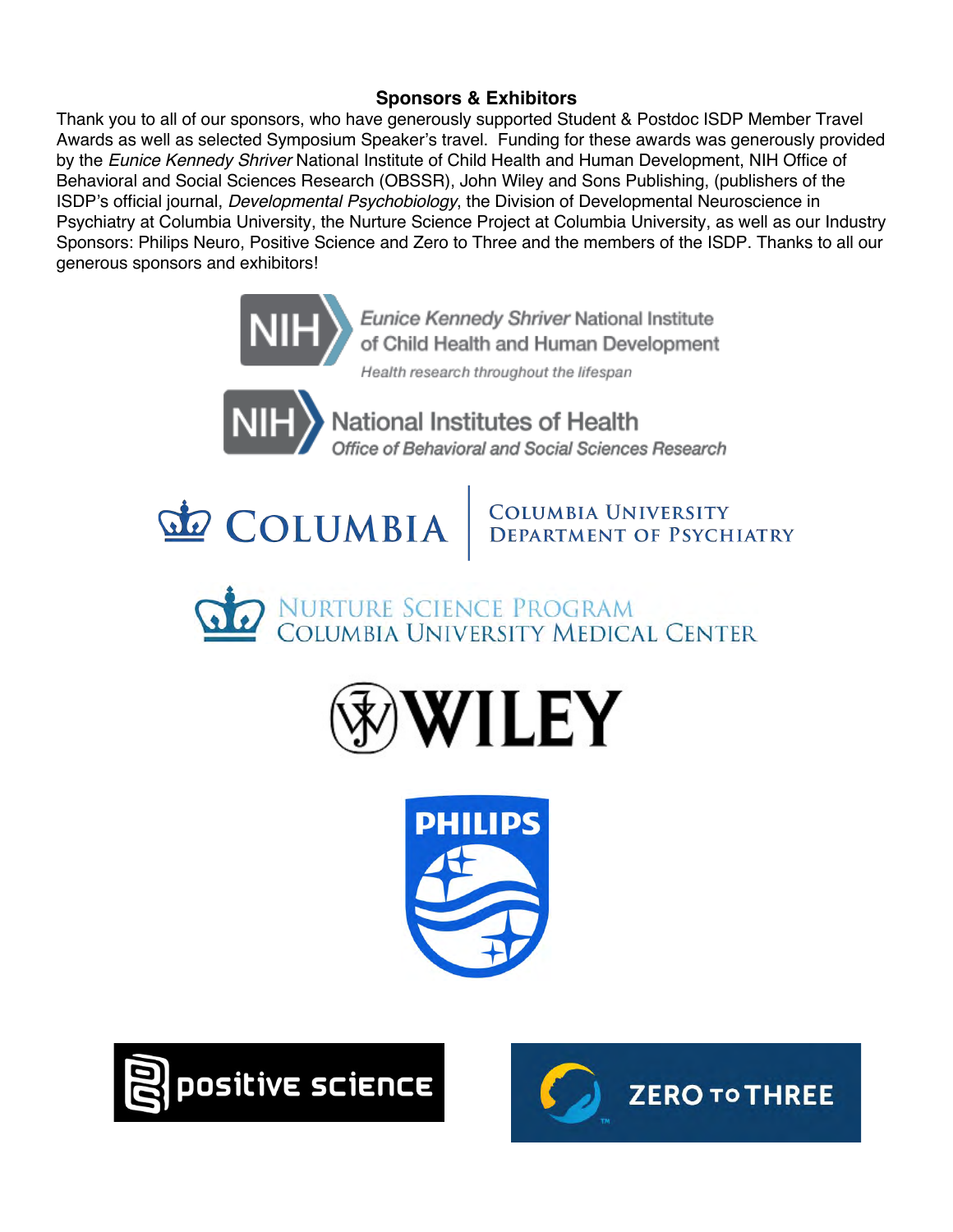## Sponsors & Exhibitors

Thank you to all of our sponsors, who have generously supported Student & Postdoc ISDP Member Travel Awards as well as selected Symposium Speaker's travel. Funding for these awards was generously provided by the *Eunice Kennedy Shriver* National Institute of Child Health and Human Development, NIH Office of Behavioral and Social Sciences Research (OBSSR), John Wiley and Sons Publishing, (publishers of the ISDP's official journal, *Developmental Psychobiology*, the Division of Developmental Neuroscience in Psychiatry at Columbia University, the Nurture Science Project at Columbia University, as well as our Industry Sponsors: Philips Neuro, Positive Science and Zero to Three and the members of the ISDP. Thanks to all our generous sponsors and exhibitors!

NIH *Eunice Kennedy Shriver* National Institute of Child Health and Human Development
*Health research throughout the lifespan*

NIH National Institutes of Health
*Office of Behavioral and Social Sciences Research*

COLUMBIA | COLUMBIA UNIVERSITY DEPARTMENT OF PSYCHIATRY

NURTURE SCIENCE PROGRAM
COLUMBIA UNIVERSITY MEDICAL CENTER

WILEY

PHILIPS

positive science

ZERO TO THREE